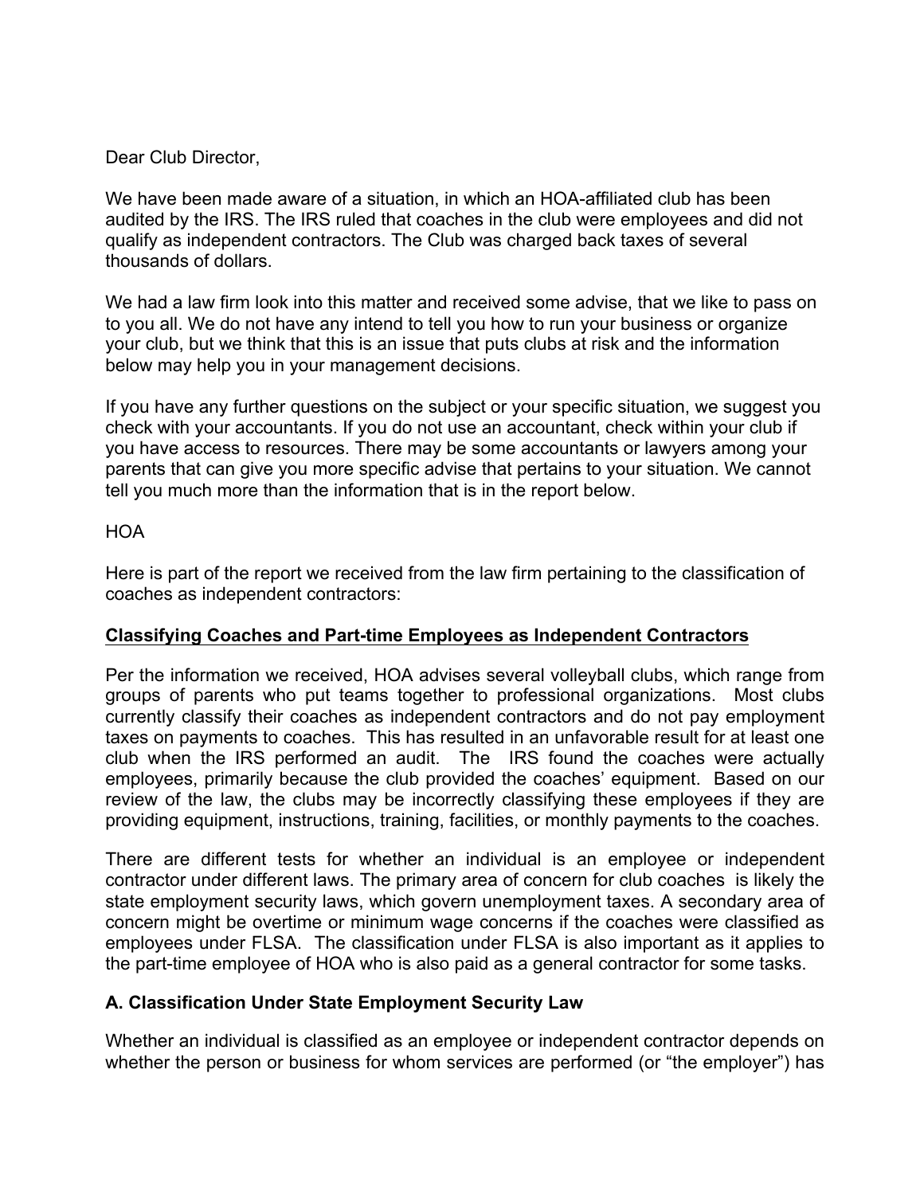Dear Club Director,

We have been made aware of a situation, in which an HOA-affiliated club has been audited by the IRS. The IRS ruled that coaches in the club were employees and did not qualify as independent contractors. The Club was charged back taxes of several thousands of dollars.

We had a law firm look into this matter and received some advise, that we like to pass on to you all. We do not have any intend to tell you how to run your business or organize your club, but we think that this is an issue that puts clubs at risk and the information below may help you in your management decisions.

If you have any further questions on the subject or your specific situation, we suggest you check with your accountants. If you do not use an accountant, check within your club if you have access to resources. There may be some accountants or lawyers among your parents that can give you more specific advise that pertains to your situation. We cannot tell you much more than the information that is in the report below.

HOA

Here is part of the report we received from the law firm pertaining to the classification of coaches as independent contractors:

## <u>Classifying Coaches and Part-time Employees as Independent Contractors</u>

Per the information we received, HOA advises several volleyball clubs, which range from groups of parents who put teams together to professional organizations. Most clubs currently classify their coaches as independent contractors and do not pay employment taxes on payments to coaches. This has resulted in an unfavorable result for at least one club when the IRS performed an audit. The IRS found the coaches were actually employees, primarily because the club provided the coaches' equipment. Based on our review of the law, the clubs may be incorrectly classifying these employees if they are providing equipment, instructions, training, facilities, or monthly payments to the coaches.

There are different tests for whether an individual is an employee or independent contractor under different laws. The primary area of concern for club coaches is likely the state employment security laws, which govern unemployment taxes. A secondary area of concern might be overtime or minimum wage concerns if the coaches were classified as employees under FLSA. The classification under FLSA is also important as it applies to the part-time employee of HOA who is also paid as a general contractor for some tasks.

### A. Classification Under State Employment Security Law

Whether an individual is classified as an employee or independent contractor depends on whether the person or business for whom services are performed (or "the employer") has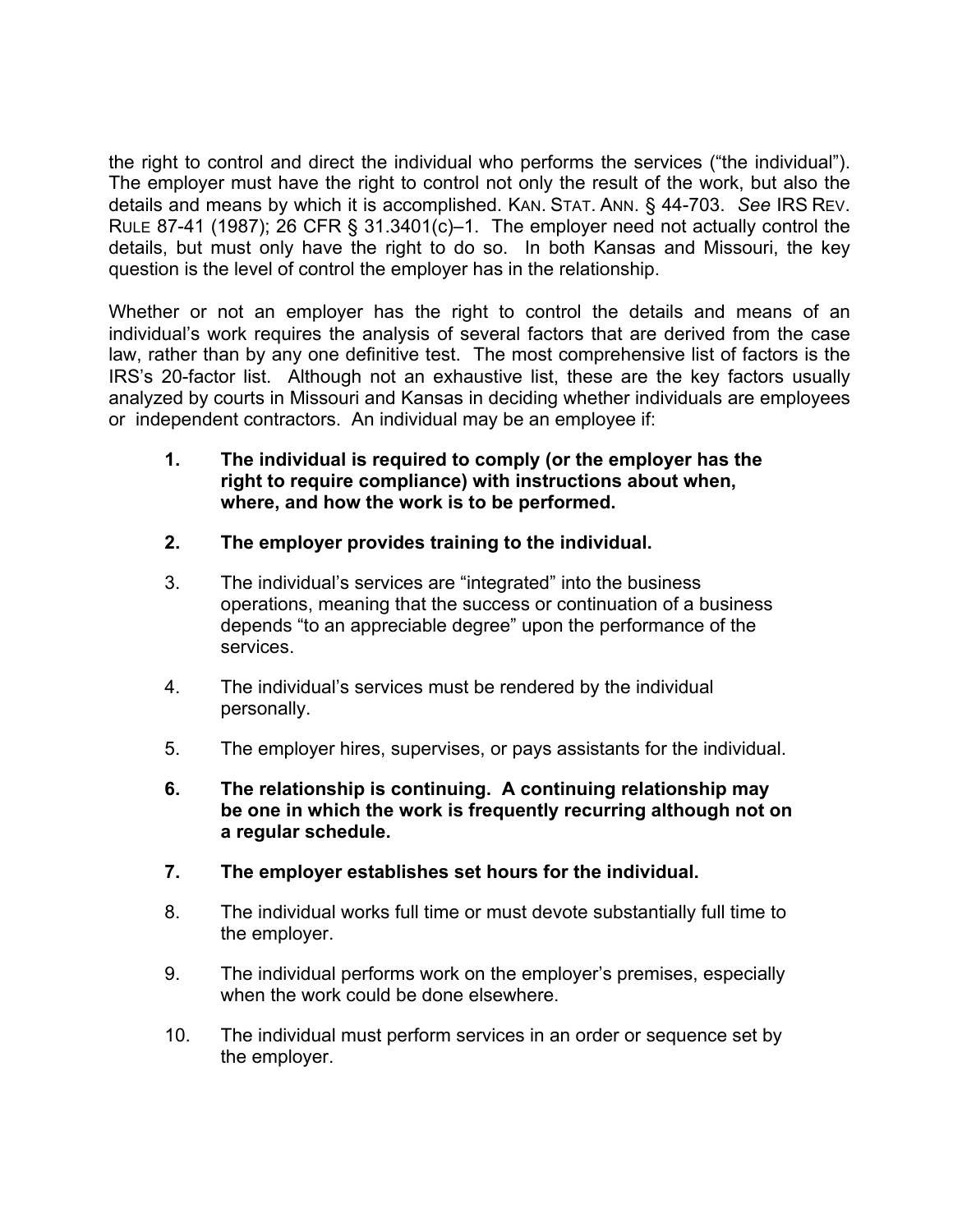the right to control and direct the individual who performs the services ("the individual"). The employer must have the right to control not only the result of the work, but also the details and means by which it is accomplished. KAN. STAT. ANN. § 44-703. *See* IRS REV. RULE 87-41 (1987); 26 CFR § 31.3401(c)–1. The employer need not actually control the details, but must only have the right to do so. In both Kansas and Missouri, the key question is the level of control the employer has in the relationship.

Whether or not an employer has the right to control the details and means of an individual's work requires the analysis of several factors that are derived from the case law, rather than by any one definitive test. The most comprehensive list of factors is the IRS's 20-factor list. Although not an exhaustive list, these are the key factors usually analyzed by courts in Missouri and Kansas in deciding whether individuals are employees or independent contractors. An individual may be an employee if:

1. **The individual is required to comply (or the employer has the right to require compliance) with instructions about when, where, and how the work is to be performed.**
2. **The employer provides training to the individual.**
3. The individual's services are "integrated" into the business operations, meaning that the success or continuation of a business depends "to an appreciable degree" upon the performance of the services.
4. The individual's services must be rendered by the individual personally.
5. The employer hires, supervises, or pays assistants for the individual.
6. **The relationship is continuing. A continuing relationship may be one in which the work is frequently recurring although not on a regular schedule.**
7. **The employer establishes set hours for the individual.**
8. The individual works full time or must devote substantially full time to the employer.
9. The individual performs work on the employer's premises, especially when the work could be done elsewhere.
10. The individual must perform services in an order or sequence set by the employer.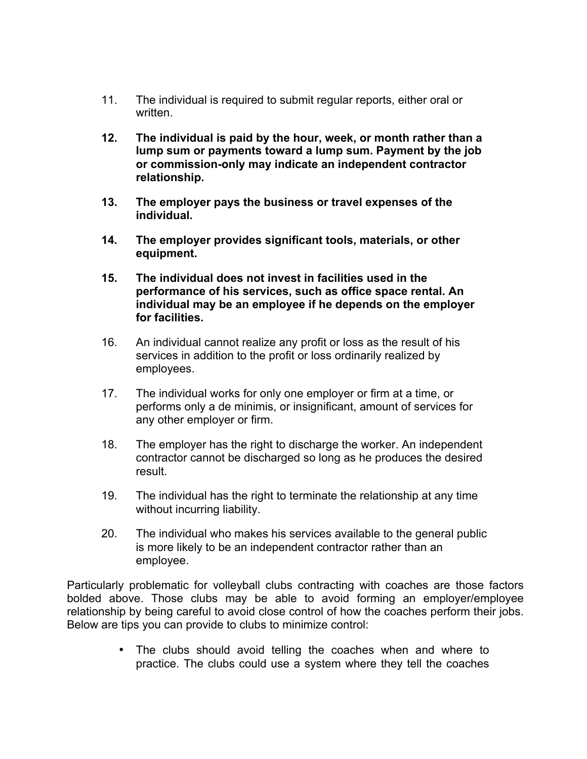11. The individual is required to submit regular reports, either oral or written.

12. **The individual is paid by the hour, week, or month rather than a lump sum or payments toward a lump sum. Payment by the job or commission-only may indicate an independent contractor relationship.**

13. **The employer pays the business or travel expenses of the individual.**

14. **The employer provides significant tools, materials, or other equipment.**

15. **The individual does not invest in facilities used in the performance of his services, such as office space rental. An individual may be an employee if he depends on the employer for facilities.**

16. An individual cannot realize any profit or loss as the result of his services in addition to the profit or loss ordinarily realized by employees.

17. The individual works for only one employer or firm at a time, or performs only a de minimis, or insignificant, amount of services for any other employer or firm.

18. The employer has the right to discharge the worker. An independent contractor cannot be discharged so long as he produces the desired result.

19. The individual has the right to terminate the relationship at any time without incurring liability.

20. The individual who makes his services available to the general public is more likely to be an independent contractor rather than an employee.

Particularly problematic for volleyball clubs contracting with coaches are those factors bolded above. Those clubs may be able to avoid forming an employer/employee relationship by being careful to avoid close control of how the coaches perform their jobs. Below are tips you can provide to clubs to minimize control:

- The clubs should avoid telling the coaches when and where to practice. The clubs could use a system where they tell the coaches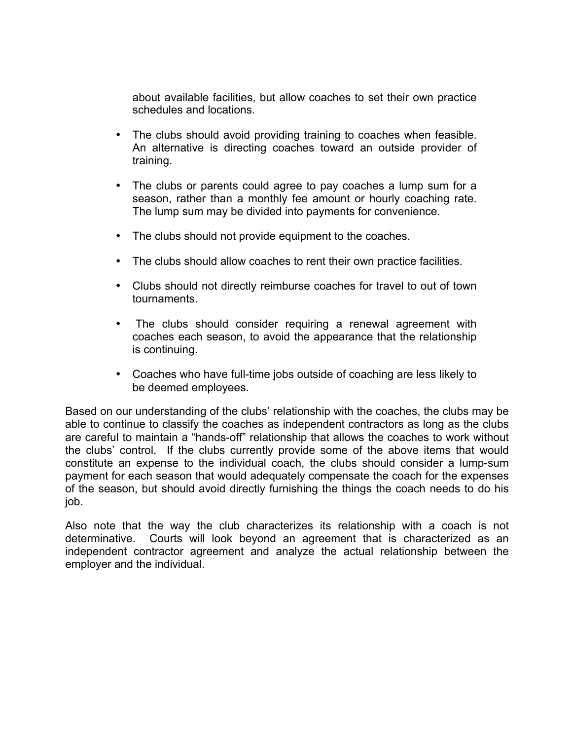about available facilities, but allow coaches to set their own practice schedules and locations.

- The clubs should avoid providing training to coaches when feasible. An alternative is directing coaches toward an outside provider of training.

- The clubs or parents could agree to pay coaches a lump sum for a season, rather than a monthly fee amount or hourly coaching rate. The lump sum may be divided into payments for convenience.

- The clubs should not provide equipment to the coaches.

- The clubs should allow coaches to rent their own practice facilities.

- Clubs should not directly reimburse coaches for travel to out of town tournaments.

- The clubs should consider requiring a renewal agreement with coaches each season, to avoid the appearance that the relationship is continuing.

- Coaches who have full-time jobs outside of coaching are less likely to be deemed employees.

Based on our understanding of the clubs' relationship with the coaches, the clubs may be able to continue to classify the coaches as independent contractors as long as the clubs are careful to maintain a "hands-off" relationship that allows the coaches to work without the clubs' control. If the clubs currently provide some of the above items that would constitute an expense to the individual coach, the clubs should consider a lump-sum payment for each season that would adequately compensate the coach for the expenses of the season, but should avoid directly furnishing the things the coach needs to do his job.

Also note that the way the club characterizes its relationship with a coach is not determinative. Courts will look beyond an agreement that is characterized as an independent contractor agreement and analyze the actual relationship between the employer and the individual.